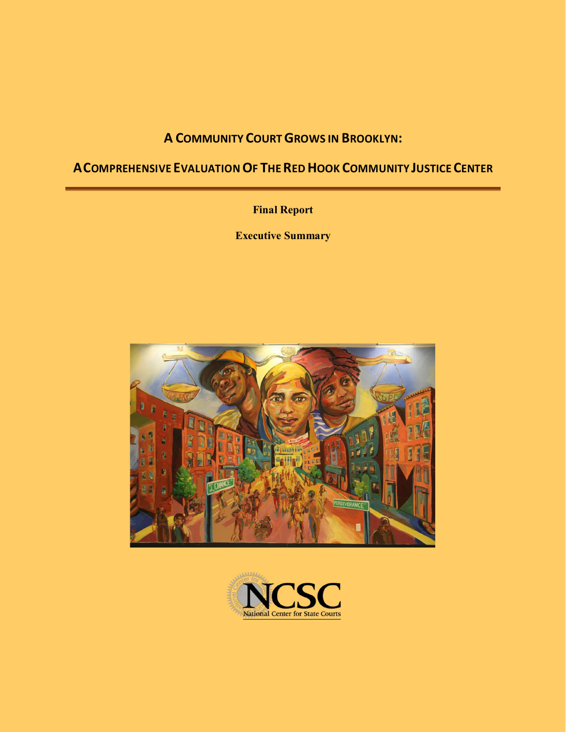# A COMMUNITY COURT GROWS IN BROOKLYN:

## A COMPREHENSIVE EVALUATION OF THE RED HOOK COMMUNITY JUSTICE CENTER

**Final Report**

**Executive Summary**

NCSC

National Center for State Courts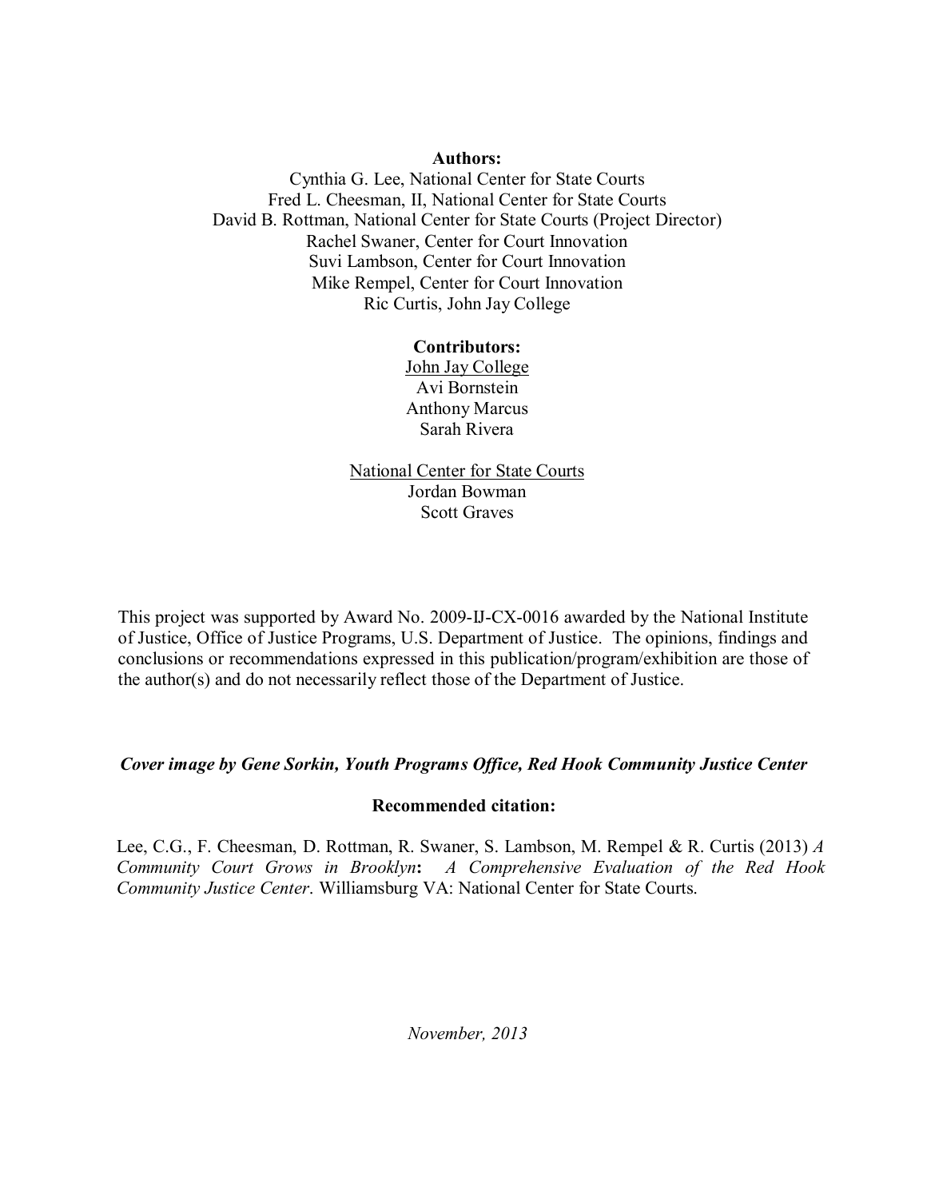**Authors:**

Cynthia G. Lee, National Center for State Courts
Fred L. Cheesman, II, National Center for State Courts
David B. Rottman, National Center for State Courts (Project Director)
Rachel Swaner, Center for Court Innovation
Suvi Lambson, Center for Court Innovation
Mike Rempel, Center for Court Innovation
Ric Curtis, John Jay College

**Contributors:**

John Jay College
Avi Bornstein
Anthony Marcus
Sarah Rivera

National Center for State Courts
Jordan Bowman
Scott Graves

This project was supported by Award No. 2009-IJ-CX-0016 awarded by the National Institute of Justice, Office of Justice Programs, U.S. Department of Justice. The opinions, findings and conclusions or recommendations expressed in this publication/program/exhibition are those of the author(s) and do not necessarily reflect those of the Department of Justice.

***Cover image by Gene Sorkin, Youth Programs Office, Red Hook Community Justice Center***

**Recommended citation:**

Lee, C.G., F. Cheesman, D. Rottman, R. Swaner, S. Lambson, M. Rempel & R. Curtis (2013) *A Community Court Grows in Brooklyn*: *A Comprehensive Evaluation of the Red Hook Community Justice Center*. Williamsburg VA: National Center for State Courts.

*November, 2013*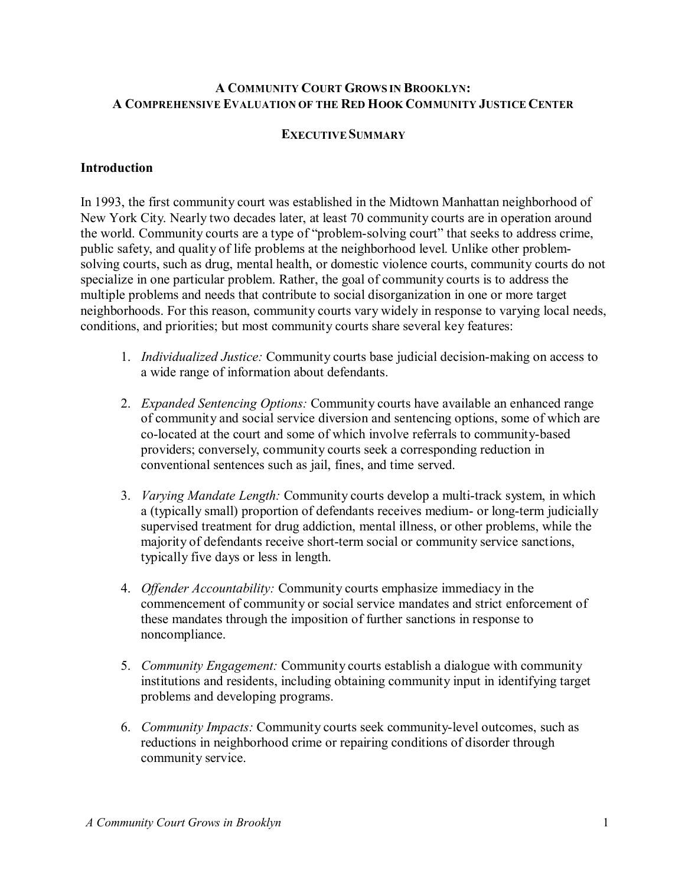# A Community Court Grows in Brooklyn: A Comprehensive Evaluation of the Red Hook Community Justice Center

## Executive Summary

### Introduction

In 1993, the first community court was established in the Midtown Manhattan neighborhood of New York City. Nearly two decades later, at least 70 community courts are in operation around the world. Community courts are a type of "problem-solving court" that seeks to address crime, public safety, and quality of life problems at the neighborhood level. Unlike other problem-solving courts, such as drug, mental health, or domestic violence courts, community courts do not specialize in one particular problem. Rather, the goal of community courts is to address the multiple problems and needs that contribute to social disorganization in one or more target neighborhoods. For this reason, community courts vary widely in response to varying local needs, conditions, and priorities; but most community courts share several key features:

1. *Individualized Justice:* Community courts base judicial decision-making on access to a wide range of information about defendants.

2. *Expanded Sentencing Options:* Community courts have available an enhanced range of community and social service diversion and sentencing options, some of which are co-located at the court and some of which involve referrals to community-based providers; conversely, community courts seek a corresponding reduction in conventional sentences such as jail, fines, and time served.

3. *Varying Mandate Length:* Community courts develop a multi-track system, in which a (typically small) proportion of defendants receives medium- or long-term judicially supervised treatment for drug addiction, mental illness, or other problems, while the majority of defendants receive short-term social or community service sanctions, typically five days or less in length.

4. *Offender Accountability:* Community courts emphasize immediacy in the commencement of community or social service mandates and strict enforcement of these mandates through the imposition of further sanctions in response to noncompliance.

5. *Community Engagement:* Community courts establish a dialogue with community institutions and residents, including obtaining community input in identifying target problems and developing programs.

6. *Community Impacts:* Community courts seek community-level outcomes, such as reductions in neighborhood crime or repairing conditions of disorder through community service.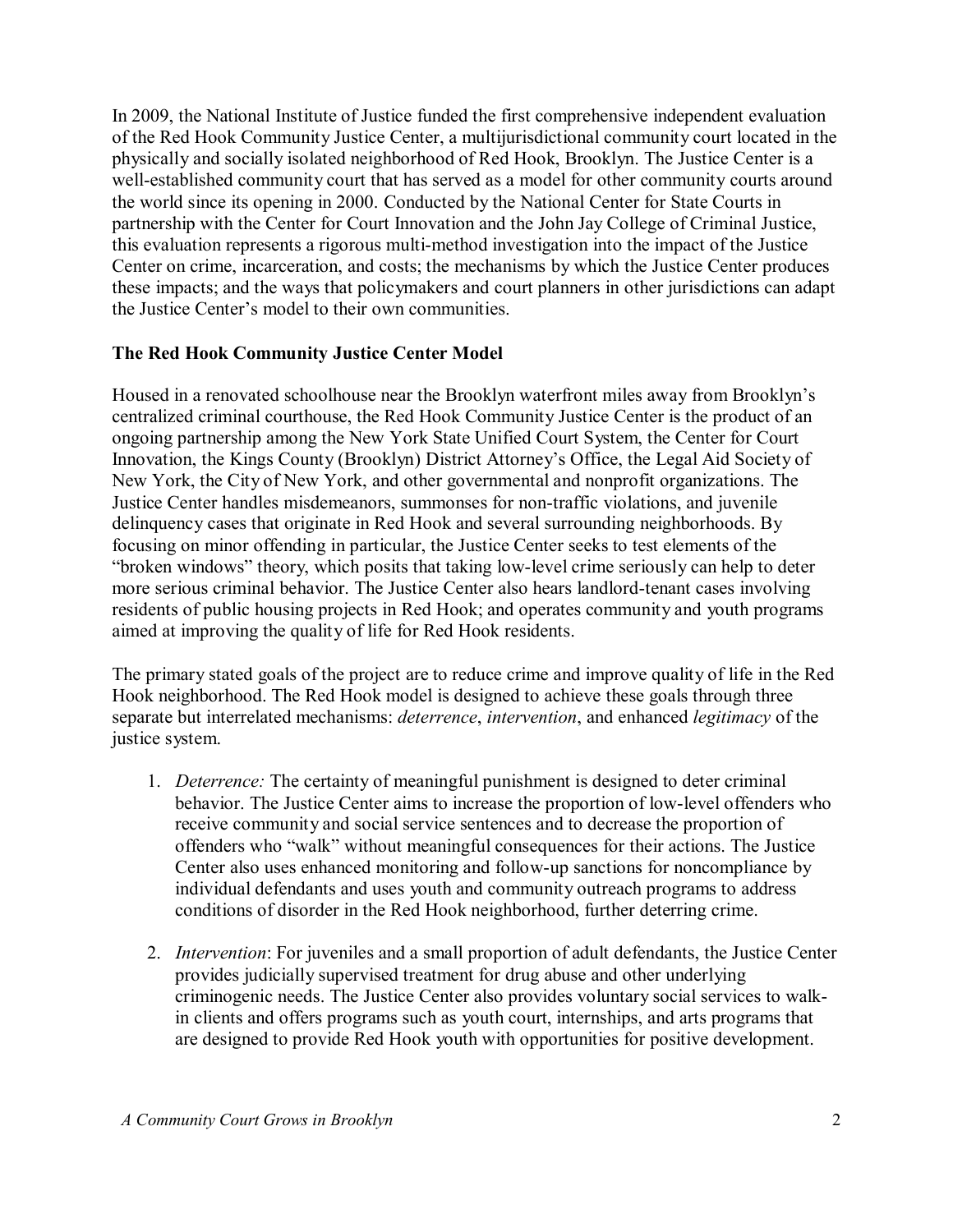In 2009, the National Institute of Justice funded the first comprehensive independent evaluation of the Red Hook Community Justice Center, a multijurisdictional community court located in the physically and socially isolated neighborhood of Red Hook, Brooklyn. The Justice Center is a well-established community court that has served as a model for other community courts around the world since its opening in 2000. Conducted by the National Center for State Courts in partnership with the Center for Court Innovation and the John Jay College of Criminal Justice, this evaluation represents a rigorous multi-method investigation into the impact of the Justice Center on crime, incarceration, and costs; the mechanisms by which the Justice Center produces these impacts; and the ways that policymakers and court planners in other jurisdictions can adapt the Justice Center's model to their own communities.

**The Red Hook Community Justice Center Model**

Housed in a renovated schoolhouse near the Brooklyn waterfront miles away from Brooklyn's centralized criminal courthouse, the Red Hook Community Justice Center is the product of an ongoing partnership among the New York State Unified Court System, the Center for Court Innovation, the Kings County (Brooklyn) District Attorney's Office, the Legal Aid Society of New York, the City of New York, and other governmental and nonprofit organizations. The Justice Center handles misdemeanors, summonses for non-traffic violations, and juvenile delinquency cases that originate in Red Hook and several surrounding neighborhoods. By focusing on minor offending in particular, the Justice Center seeks to test elements of the "broken windows" theory, which posits that taking low-level crime seriously can help to deter more serious criminal behavior. The Justice Center also hears landlord-tenant cases involving residents of public housing projects in Red Hook; and operates community and youth programs aimed at improving the quality of life for Red Hook residents.

The primary stated goals of the project are to reduce crime and improve quality of life in the Red Hook neighborhood. The Red Hook model is designed to achieve these goals through three separate but interrelated mechanisms: *deterrence*, *intervention*, and enhanced *legitimacy* of the justice system.

1. *Deterrence:* The certainty of meaningful punishment is designed to deter criminal behavior. The Justice Center aims to increase the proportion of low-level offenders who receive community and social service sentences and to decrease the proportion of offenders who "walk" without meaningful consequences for their actions. The Justice Center also uses enhanced monitoring and follow-up sanctions for noncompliance by individual defendants and uses youth and community outreach programs to address conditions of disorder in the Red Hook neighborhood, further deterring crime.

2. *Intervention*: For juveniles and a small proportion of adult defendants, the Justice Center provides judicially supervised treatment for drug abuse and other underlying criminogenic needs. The Justice Center also provides voluntary social services to walk-in clients and offers programs such as youth court, internships, and arts programs that are designed to provide Red Hook youth with opportunities for positive development.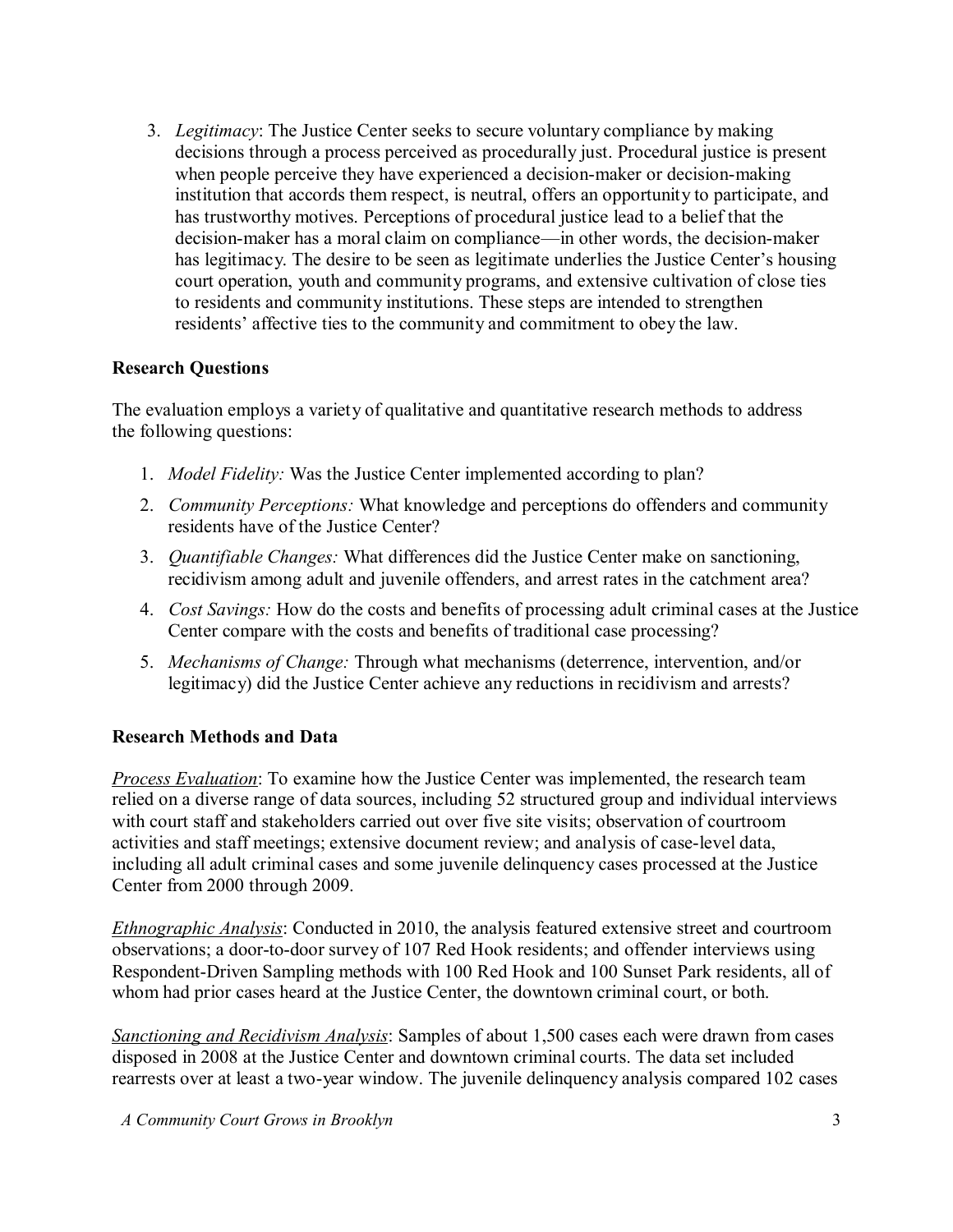3. *Legitimacy*: The Justice Center seeks to secure voluntary compliance by making decisions through a process perceived as procedurally just. Procedural justice is present when people perceive they have experienced a decision-maker or decision-making institution that accords them respect, is neutral, offers an opportunity to participate, and has trustworthy motives. Perceptions of procedural justice lead to a belief that the decision-maker has a moral claim on compliance—in other words, the decision-maker has legitimacy. The desire to be seen as legitimate underlies the Justice Center's housing court operation, youth and community programs, and extensive cultivation of close ties to residents and community institutions. These steps are intended to strengthen residents' affective ties to the community and commitment to obey the law.

**Research Questions**

The evaluation employs a variety of qualitative and quantitative research methods to address the following questions:

1. *Model Fidelity:* Was the Justice Center implemented according to plan?
2. *Community Perceptions:* What knowledge and perceptions do offenders and community residents have of the Justice Center?
3. *Quantifiable Changes:* What differences did the Justice Center make on sanctioning, recidivism among adult and juvenile offenders, and arrest rates in the catchment area?
4. *Cost Savings:* How do the costs and benefits of processing adult criminal cases at the Justice Center compare with the costs and benefits of traditional case processing?
5. *Mechanisms of Change:* Through what mechanisms (deterrence, intervention, and/or legitimacy) did the Justice Center achieve any reductions in recidivism and arrests?

**Research Methods and Data**

*Process Evaluation*: To examine how the Justice Center was implemented, the research team relied on a diverse range of data sources, including 52 structured group and individual interviews with court staff and stakeholders carried out over five site visits; observation of courtroom activities and staff meetings; extensive document review; and analysis of case-level data, including all adult criminal cases and some juvenile delinquency cases processed at the Justice Center from 2000 through 2009.

*Ethnographic Analysis*: Conducted in 2010, the analysis featured extensive street and courtroom observations; a door-to-door survey of 107 Red Hook residents; and offender interviews using Respondent-Driven Sampling methods with 100 Red Hook and 100 Sunset Park residents, all of whom had prior cases heard at the Justice Center, the downtown criminal court, or both.

*Sanctioning and Recidivism Analysis*: Samples of about 1,500 cases each were drawn from cases disposed in 2008 at the Justice Center and downtown criminal courts. The data set included rearrests over at least a two-year window. The juvenile delinquency analysis compared 102 cases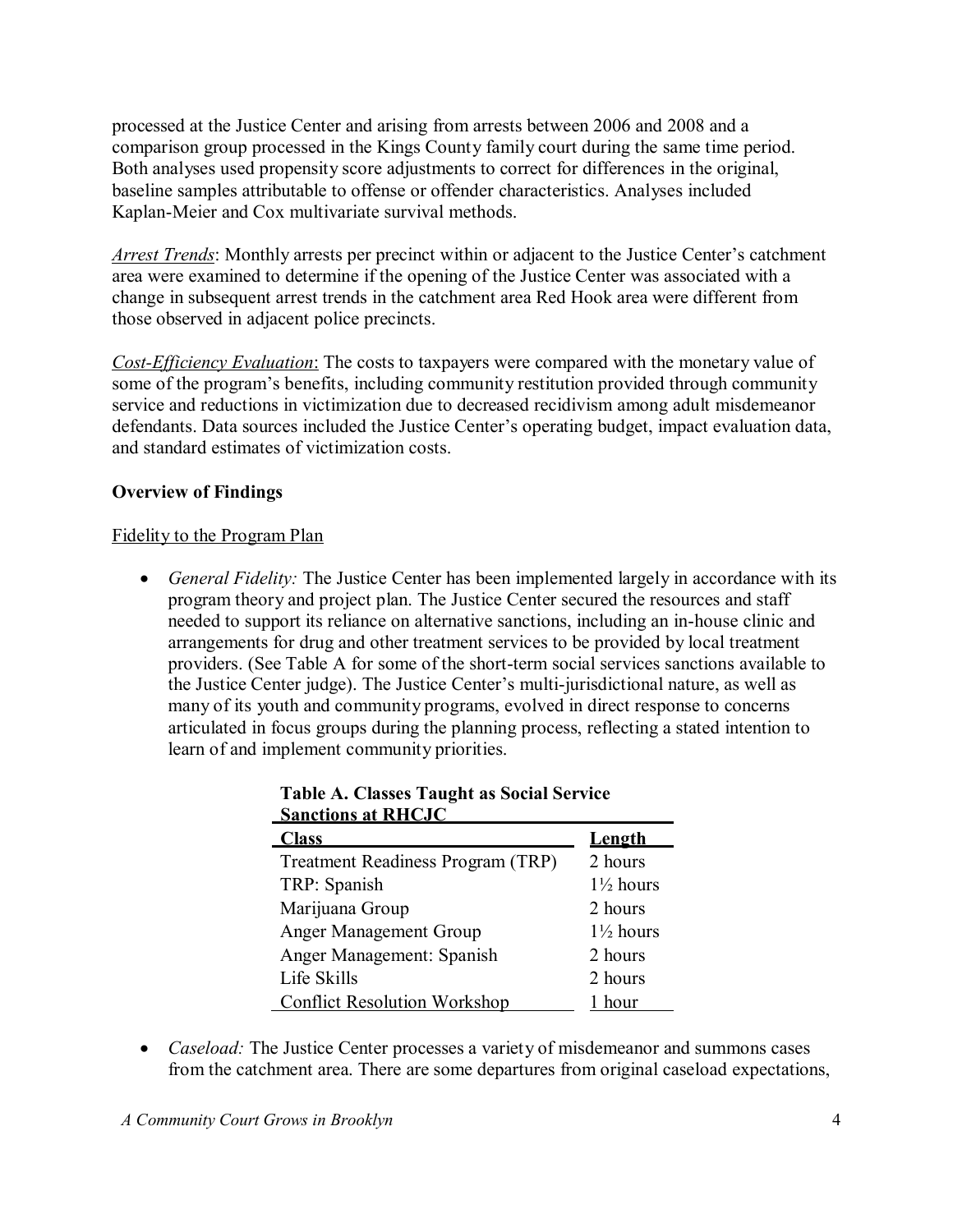processed at the Justice Center and arising from arrests between 2006 and 2008 and a comparison group processed in the Kings County family court during the same time period. Both analyses used propensity score adjustments to correct for differences in the original, baseline samples attributable to offense or offender characteristics. Analyses included Kaplan-Meier and Cox multivariate survival methods.

*Arrest Trends*: Monthly arrests per precinct within or adjacent to the Justice Center's catchment area were examined to determine if the opening of the Justice Center was associated with a change in subsequent arrest trends in the catchment area Red Hook area were different from those observed in adjacent police precincts.

*Cost-Efficiency Evaluation*: The costs to taxpayers were compared with the monetary value of some of the program's benefits, including community restitution provided through community service and reductions in victimization due to decreased recidivism among adult misdemeanor defendants. Data sources included the Justice Center's operating budget, impact evaluation data, and standard estimates of victimization costs.

**Overview of Findings**

Fidelity to the Program Plan

- *General Fidelity:* The Justice Center has been implemented largely in accordance with its program theory and project plan. The Justice Center secured the resources and staff needed to support its reliance on alternative sanctions, including an in-house clinic and arrangements for drug and other treatment services to be provided by local treatment providers. (See Table A for some of the short-term social services sanctions available to the Justice Center judge). The Justice Center's multi-jurisdictional nature, as well as many of its youth and community programs, evolved in direct response to concerns articulated in focus groups during the planning process, reflecting a stated intention to learn of and implement community priorities.

**Table A. Classes Taught as Social Service Sanctions at RHCJC**

| Class | Length |
|---|---|
| Treatment Readiness Program (TRP) | 2 hours |
| TRP: Spanish | 1½ hours |
| Marijuana Group | 2 hours |
| Anger Management Group | 1½ hours |
| Anger Management: Spanish | 2 hours |
| Life Skills | 2 hours |
| Conflict Resolution Workshop | 1 hour |

- *Caseload:* The Justice Center processes a variety of misdemeanor and summons cases from the catchment area. There are some departures from original caseload expectations,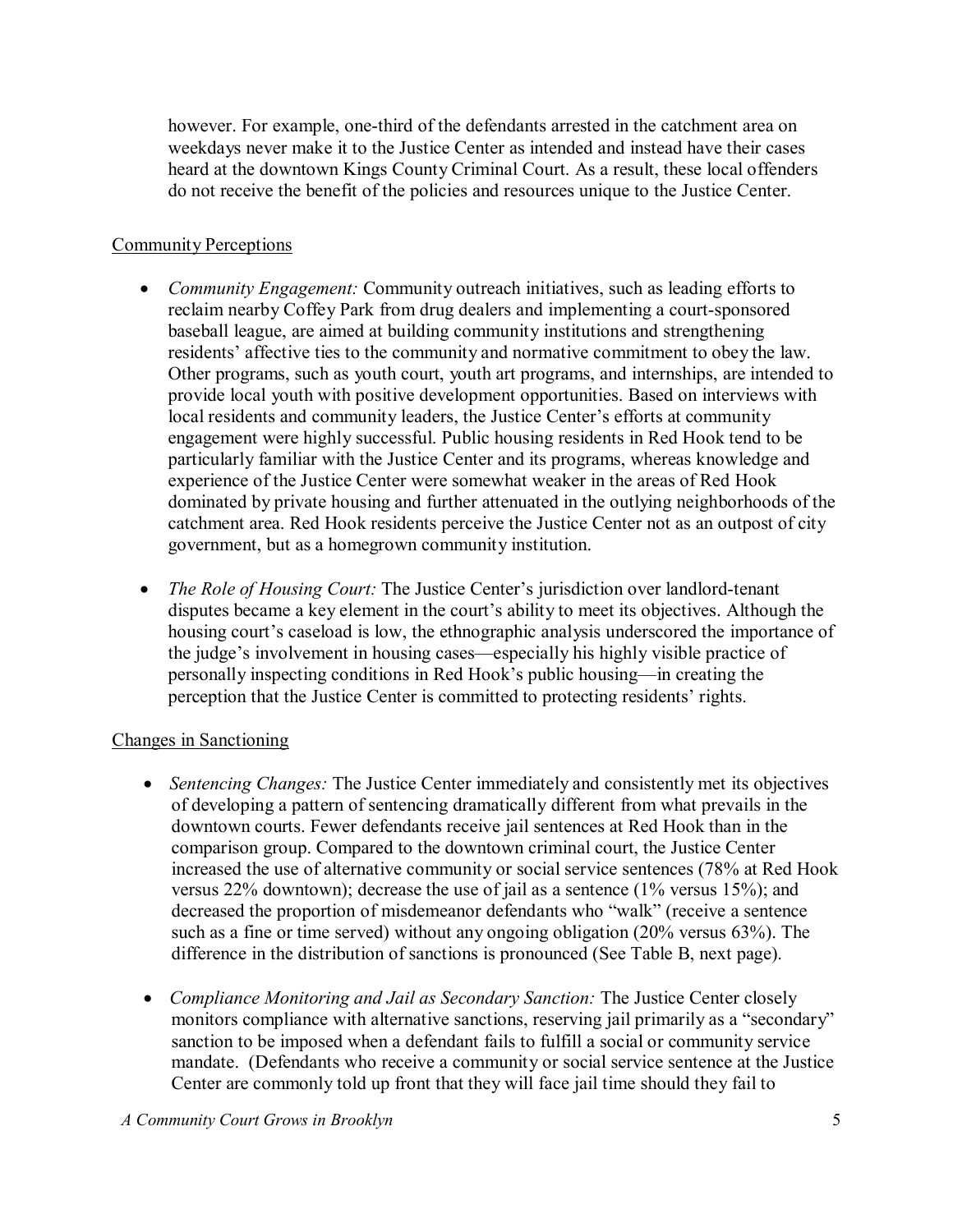however. For example, one-third of the defendants arrested in the catchment area on weekdays never make it to the Justice Center as intended and instead have their cases heard at the downtown Kings County Criminal Court. As a result, these local offenders do not receive the benefit of the policies and resources unique to the Justice Center.

Community Perceptions

- *Community Engagement:* Community outreach initiatives, such as leading efforts to reclaim nearby Coffey Park from drug dealers and implementing a court-sponsored baseball league, are aimed at building community institutions and strengthening residents' affective ties to the community and normative commitment to obey the law. Other programs, such as youth court, youth art programs, and internships, are intended to provide local youth with positive development opportunities. Based on interviews with local residents and community leaders, the Justice Center's efforts at community engagement were highly successful. Public housing residents in Red Hook tend to be particularly familiar with the Justice Center and its programs, whereas knowledge and experience of the Justice Center were somewhat weaker in the areas of Red Hook dominated by private housing and further attenuated in the outlying neighborhoods of the catchment area. Red Hook residents perceive the Justice Center not as an outpost of city government, but as a homegrown community institution.

- *The Role of Housing Court:* The Justice Center's jurisdiction over landlord-tenant disputes became a key element in the court's ability to meet its objectives. Although the housing court's caseload is low, the ethnographic analysis underscored the importance of the judge's involvement in housing cases—especially his highly visible practice of personally inspecting conditions in Red Hook's public housing—in creating the perception that the Justice Center is committed to protecting residents' rights.

Changes in Sanctioning

- *Sentencing Changes:* The Justice Center immediately and consistently met its objectives of developing a pattern of sentencing dramatically different from what prevails in the downtown courts. Fewer defendants receive jail sentences at Red Hook than in the comparison group. Compared to the downtown criminal court, the Justice Center increased the use of alternative community or social service sentences (78% at Red Hook versus 22% downtown); decrease the use of jail as a sentence (1% versus 15%); and decreased the proportion of misdemeanor defendants who "walk" (receive a sentence such as a fine or time served) without any ongoing obligation (20% versus 63%). The difference in the distribution of sanctions is pronounced (See Table B, next page).

- *Compliance Monitoring and Jail as Secondary Sanction:* The Justice Center closely monitors compliance with alternative sanctions, reserving jail primarily as a "secondary" sanction to be imposed when a defendant fails to fulfill a social or community service mandate. (Defendants who receive a community or social service sentence at the Justice Center are commonly told up front that they will face jail time should they fail to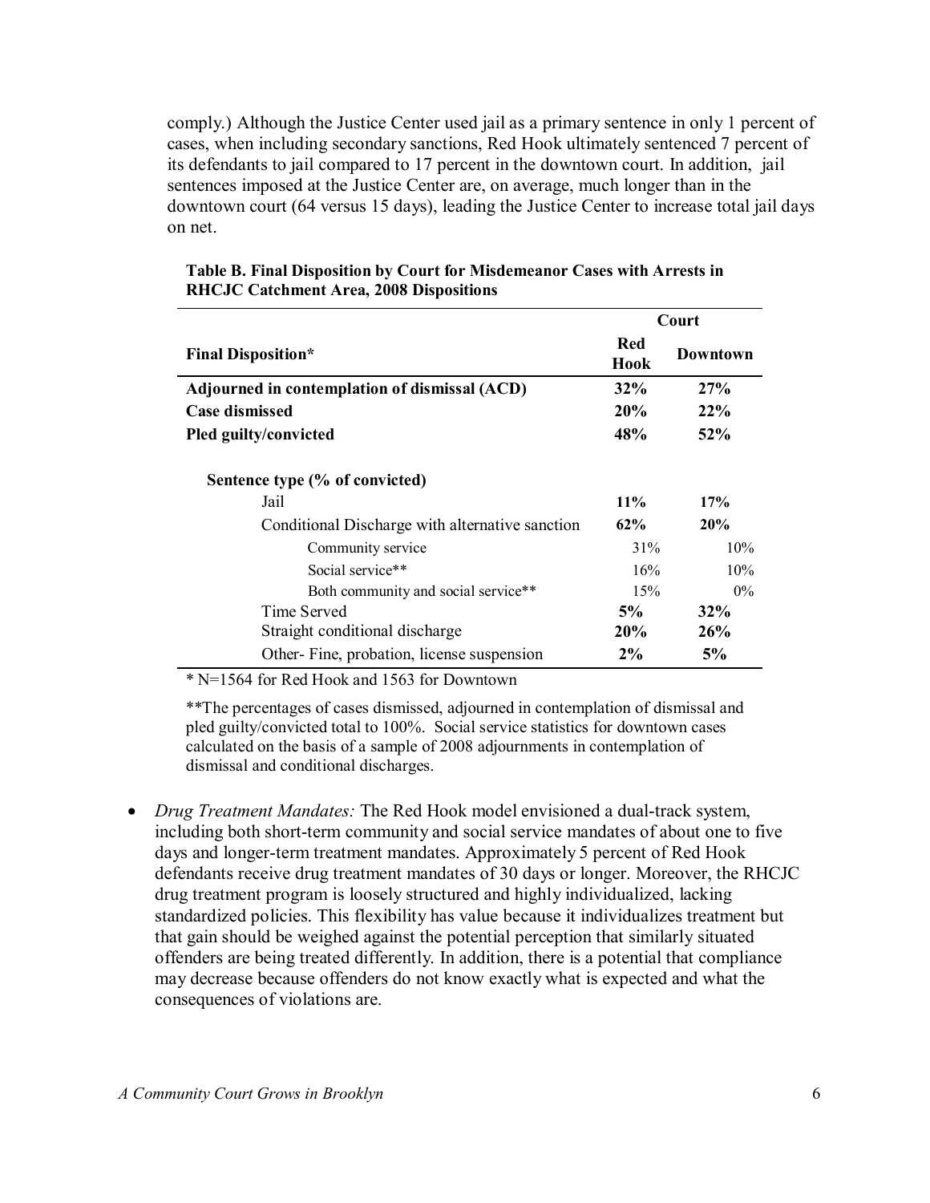comply.) Although the Justice Center used jail as a primary sentence in only 1 percent of cases, when including secondary sanctions, Red Hook ultimately sentenced 7 percent of its defendants to jail compared to 17 percent in the downtown court. In addition, jail sentences imposed at the Justice Center are, on average, much longer than in the downtown court (64 versus 15 days), leading the Justice Center to increase total jail days on net.

**Table B. Final Disposition by Court for Misdemeanor Cases with Arrests in RHCJC Catchment Area, 2008 Dispositions**

| | Court | |
|---|---|---|
| **Final Disposition*** | **Red Hook** | **Downtown** |
| **Adjourned in contemplation of dismissal (ACD)** | **32%** | **27%** |
| **Case dismissed** | **20%** | **22%** |
| **Pled guilty/convicted** | **48%** | **52%** |
| **Sentence type (% of convicted)** | | |
| Jail | **11%** | **17%** |
| Conditional Discharge with alternative sanction | **62%** | **20%** |
| Community service | 31% | 10% |
| Social service** | 16% | 10% |
| Both community and social service** | 15% | 0% |
| Time Served | **5%** | **32%** |
| Straight conditional discharge | **20%** | **26%** |
| Other- Fine, probation, license suspension | **2%** | **5%** |

* N=1564 for Red Hook and 1563 for Downtown

**The percentages of cases dismissed, adjourned in contemplation of dismissal and pled guilty/convicted total to 100%. Social service statistics for downtown cases calculated on the basis of a sample of 2008 adjournments in contemplation of dismissal and conditional discharges.

- *Drug Treatment Mandates:* The Red Hook model envisioned a dual-track system, including both short-term community and social service mandates of about one to five days and longer-term treatment mandates. Approximately 5 percent of Red Hook defendants receive drug treatment mandates of 30 days or longer. Moreover, the RHCJC drug treatment program is loosely structured and highly individualized, lacking standardized policies. This flexibility has value because it individualizes treatment but that gain should be weighed against the potential perception that similarly situated offenders are being treated differently. In addition, there is a potential that compliance may decrease because offenders do not know exactly what is expected and what the consequences of violations are.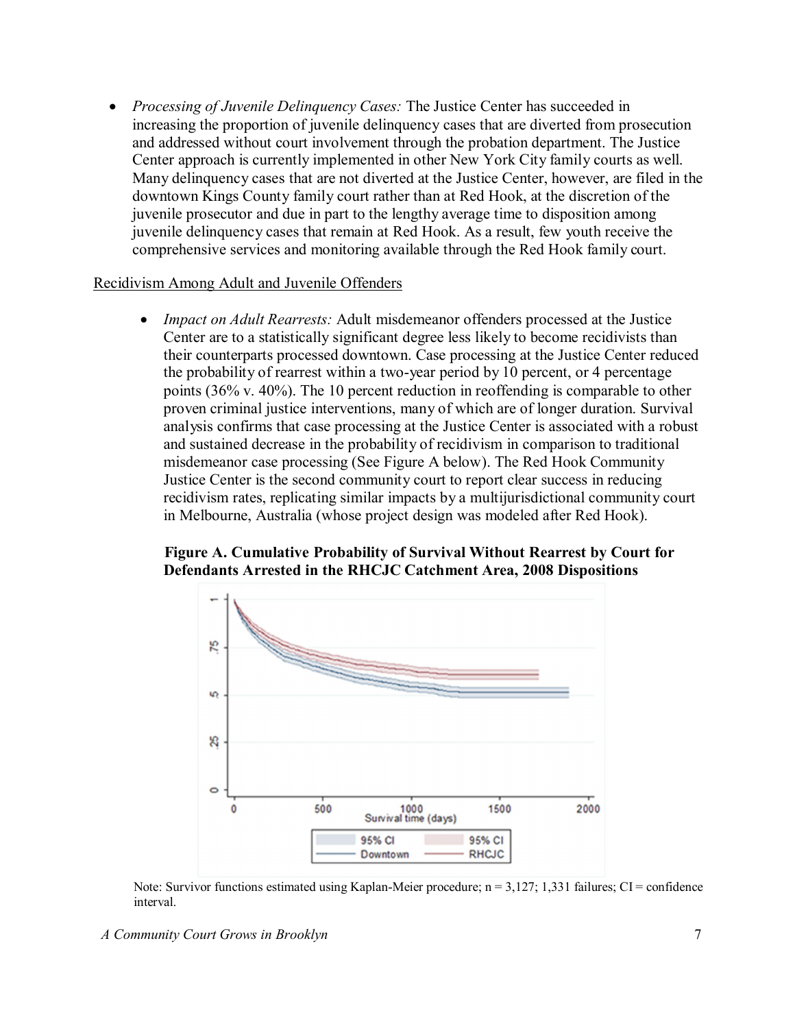- *Processing of Juvenile Delinquency Cases:* The Justice Center has succeeded in increasing the proportion of juvenile delinquency cases that are diverted from prosecution and addressed without court involvement through the probation department. The Justice Center approach is currently implemented in other New York City family courts as well. Many delinquency cases that are not diverted at the Justice Center, however, are filed in the downtown Kings County family court rather than at Red Hook, at the discretion of the juvenile prosecutor and due in part to the lengthy average time to disposition among juvenile delinquency cases that remain at Red Hook. As a result, few youth receive the comprehensive services and monitoring available through the Red Hook family court.

Recidivism Among Adult and Juvenile Offenders

- *Impact on Adult Rearrests:* Adult misdemeanor offenders processed at the Justice Center are to a statistically significant degree less likely to become recidivists than their counterparts processed downtown. Case processing at the Justice Center reduced the probability of rearrest within a two-year period by 10 percent, or 4 percentage points (36% v. 40%). The 10 percent reduction in reoffending is comparable to other proven criminal justice interventions, many of which are of longer duration. Survival analysis confirms that case processing at the Justice Center is associated with a robust and sustained decrease in the probability of recidivism in comparison to traditional misdemeanor case processing (See Figure A below). The Red Hook Community Justice Center is the second community court to report clear success in reducing recidivism rates, replicating similar impacts by a multijurisdictional community court in Melbourne, Australia (whose project design was modeled after Red Hook).

**Figure A. Cumulative Probability of Survival Without Rearrest by Court for Defendants Arrested in the RHCJC Catchment Area, 2008 Dispositions**

Note: Survivor functions estimated using Kaplan-Meier procedure; n = 3,127; 1,331 failures; CI = confidence interval.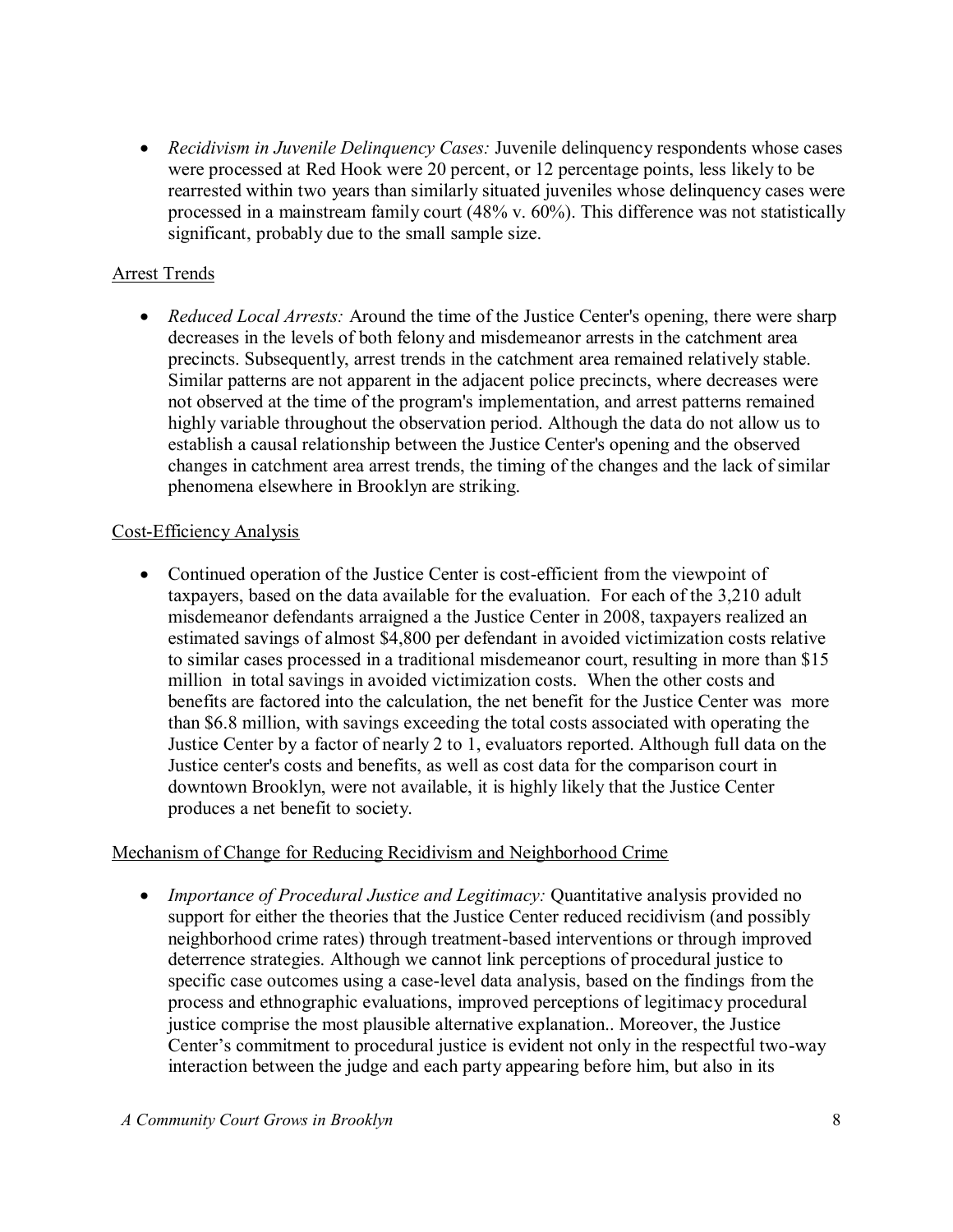- *Recidivism in Juvenile Delinquency Cases:* Juvenile delinquency respondents whose cases were processed at Red Hook were 20 percent, or 12 percentage points, less likely to be rearrested within two years than similarly situated juveniles whose delinquency cases were processed in a mainstream family court (48% v. 60%). This difference was not statistically significant, probably due to the small sample size.

<u>Arrest Trends</u>

- *Reduced Local Arrests:* Around the time of the Justice Center's opening, there were sharp decreases in the levels of both felony and misdemeanor arrests in the catchment area precincts. Subsequently, arrest trends in the catchment area remained relatively stable. Similar patterns are not apparent in the adjacent police precincts, where decreases were not observed at the time of the program's implementation, and arrest patterns remained highly variable throughout the observation period. Although the data do not allow us to establish a causal relationship between the Justice Center's opening and the observed changes in catchment area arrest trends, the timing of the changes and the lack of similar phenomena elsewhere in Brooklyn are striking.

<u>Cost-Efficiency Analysis</u>

- Continued operation of the Justice Center is cost-efficient from the viewpoint of taxpayers, based on the data available for the evaluation. For each of the 3,210 adult misdemeanor defendants arraigned a the Justice Center in 2008, taxpayers realized an estimated savings of almost $4,800 per defendant in avoided victimization costs relative to similar cases processed in a traditional misdemeanor court, resulting in more than $15 million in total savings in avoided victimization costs. When the other costs and benefits are factored into the calculation, the net benefit for the Justice Center was more than $6.8 million, with savings exceeding the total costs associated with operating the Justice Center by a factor of nearly 2 to 1, evaluators reported. Although full data on the Justice center's costs and benefits, as well as cost data for the comparison court in downtown Brooklyn, were not available, it is highly likely that the Justice Center produces a net benefit to society.

<u>Mechanism of Change for Reducing Recidivism and Neighborhood Crime</u>

- *Importance of Procedural Justice and Legitimacy:* Quantitative analysis provided no support for either the theories that the Justice Center reduced recidivism (and possibly neighborhood crime rates) through treatment-based interventions or through improved deterrence strategies. Although we cannot link perceptions of procedural justice to specific case outcomes using a case-level data analysis, based on the findings from the process and ethnographic evaluations, improved perceptions of legitimacy procedural justice comprise the most plausible alternative explanation.. Moreover, the Justice Center's commitment to procedural justice is evident not only in the respectful two-way interaction between the judge and each party appearing before him, but also in its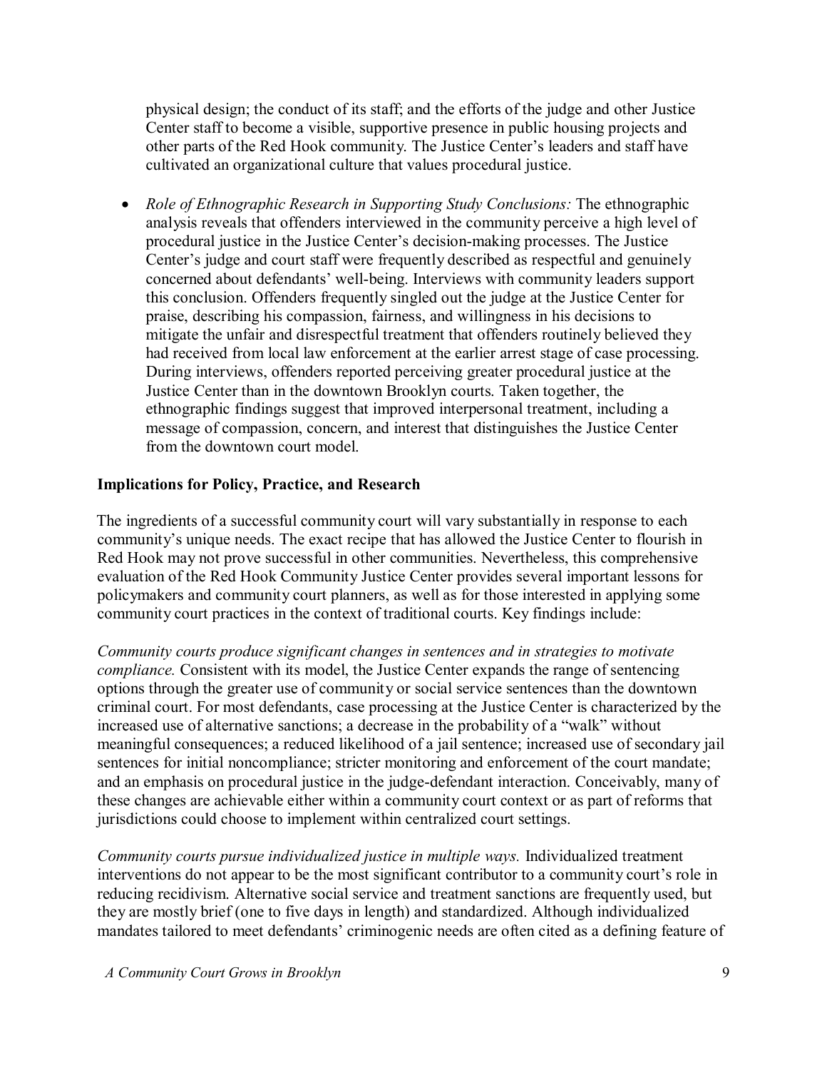physical design; the conduct of its staff; and the efforts of the judge and other Justice Center staff to become a visible, supportive presence in public housing projects and other parts of the Red Hook community. The Justice Center's leaders and staff have cultivated an organizational culture that values procedural justice.

- *Role of Ethnographic Research in Supporting Study Conclusions:* The ethnographic analysis reveals that offenders interviewed in the community perceive a high level of procedural justice in the Justice Center's decision-making processes. The Justice Center's judge and court staff were frequently described as respectful and genuinely concerned about defendants' well-being. Interviews with community leaders support this conclusion. Offenders frequently singled out the judge at the Justice Center for praise, describing his compassion, fairness, and willingness in his decisions to mitigate the unfair and disrespectful treatment that offenders routinely believed they had received from local law enforcement at the earlier arrest stage of case processing. During interviews, offenders reported perceiving greater procedural justice at the Justice Center than in the downtown Brooklyn courts. Taken together, the ethnographic findings suggest that improved interpersonal treatment, including a message of compassion, concern, and interest that distinguishes the Justice Center from the downtown court model.

**Implications for Policy, Practice, and Research**

The ingredients of a successful community court will vary substantially in response to each community's unique needs. The exact recipe that has allowed the Justice Center to flourish in Red Hook may not prove successful in other communities. Nevertheless, this comprehensive evaluation of the Red Hook Community Justice Center provides several important lessons for policymakers and community court planners, as well as for those interested in applying some community court practices in the context of traditional courts. Key findings include:

*Community courts produce significant changes in sentences and in strategies to motivate compliance.* Consistent with its model, the Justice Center expands the range of sentencing options through the greater use of community or social service sentences than the downtown criminal court. For most defendants, case processing at the Justice Center is characterized by the increased use of alternative sanctions; a decrease in the probability of a "walk" without meaningful consequences; a reduced likelihood of a jail sentence; increased use of secondary jail sentences for initial noncompliance; stricter monitoring and enforcement of the court mandate; and an emphasis on procedural justice in the judge-defendant interaction. Conceivably, many of these changes are achievable either within a community court context or as part of reforms that jurisdictions could choose to implement within centralized court settings.

*Community courts pursue individualized justice in multiple ways.* Individualized treatment interventions do not appear to be the most significant contributor to a community court's role in reducing recidivism. Alternative social service and treatment sanctions are frequently used, but they are mostly brief (one to five days in length) and standardized. Although individualized mandates tailored to meet defendants' criminogenic needs are often cited as a defining feature of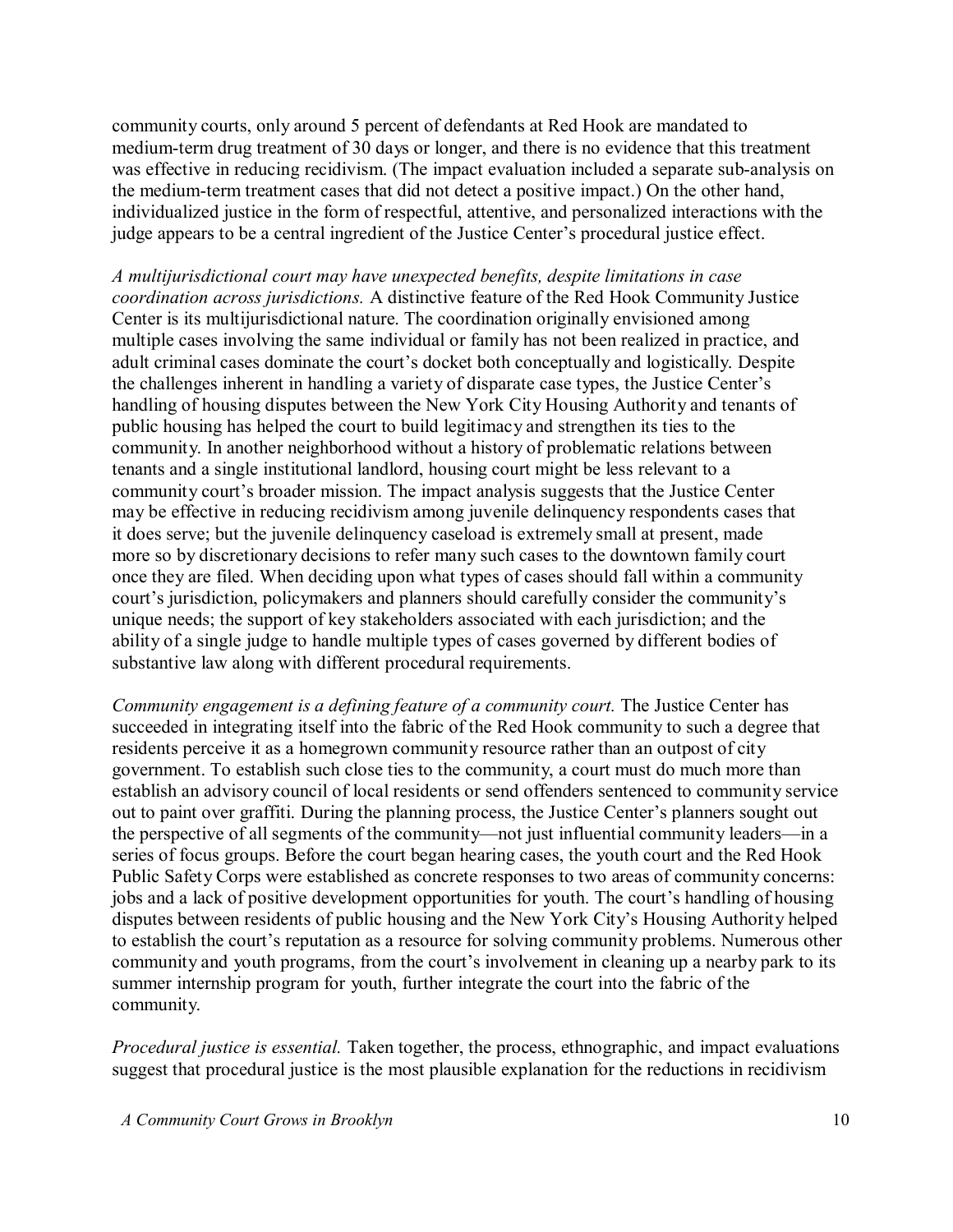community courts, only around 5 percent of defendants at Red Hook are mandated to medium-term drug treatment of 30 days or longer, and there is no evidence that this treatment was effective in reducing recidivism. (The impact evaluation included a separate sub-analysis on the medium-term treatment cases that did not detect a positive impact.) On the other hand, individualized justice in the form of respectful, attentive, and personalized interactions with the judge appears to be a central ingredient of the Justice Center's procedural justice effect.

*A multijurisdictional court may have unexpected benefits, despite limitations in case coordination across jurisdictions.* A distinctive feature of the Red Hook Community Justice Center is its multijurisdictional nature. The coordination originally envisioned among multiple cases involving the same individual or family has not been realized in practice, and adult criminal cases dominate the court's docket both conceptually and logistically. Despite the challenges inherent in handling a variety of disparate case types, the Justice Center's handling of housing disputes between the New York City Housing Authority and tenants of public housing has helped the court to build legitimacy and strengthen its ties to the community. In another neighborhood without a history of problematic relations between tenants and a single institutional landlord, housing court might be less relevant to a community court's broader mission. The impact analysis suggests that the Justice Center may be effective in reducing recidivism among juvenile delinquency respondents cases that it does serve; but the juvenile delinquency caseload is extremely small at present, made more so by discretionary decisions to refer many such cases to the downtown family court once they are filed. When deciding upon what types of cases should fall within a community court's jurisdiction, policymakers and planners should carefully consider the community's unique needs; the support of key stakeholders associated with each jurisdiction; and the ability of a single judge to handle multiple types of cases governed by different bodies of substantive law along with different procedural requirements.

*Community engagement is a defining feature of a community court.* The Justice Center has succeeded in integrating itself into the fabric of the Red Hook community to such a degree that residents perceive it as a homegrown community resource rather than an outpost of city government. To establish such close ties to the community, a court must do much more than establish an advisory council of local residents or send offenders sentenced to community service out to paint over graffiti. During the planning process, the Justice Center's planners sought out the perspective of all segments of the community—not just influential community leaders—in a series of focus groups. Before the court began hearing cases, the youth court and the Red Hook Public Safety Corps were established as concrete responses to two areas of community concerns: jobs and a lack of positive development opportunities for youth. The court's handling of housing disputes between residents of public housing and the New York City's Housing Authority helped to establish the court's reputation as a resource for solving community problems. Numerous other community and youth programs, from the court's involvement in cleaning up a nearby park to its summer internship program for youth, further integrate the court into the fabric of the community.

*Procedural justice is essential.* Taken together, the process, ethnographic, and impact evaluations suggest that procedural justice is the most plausible explanation for the reductions in recidivism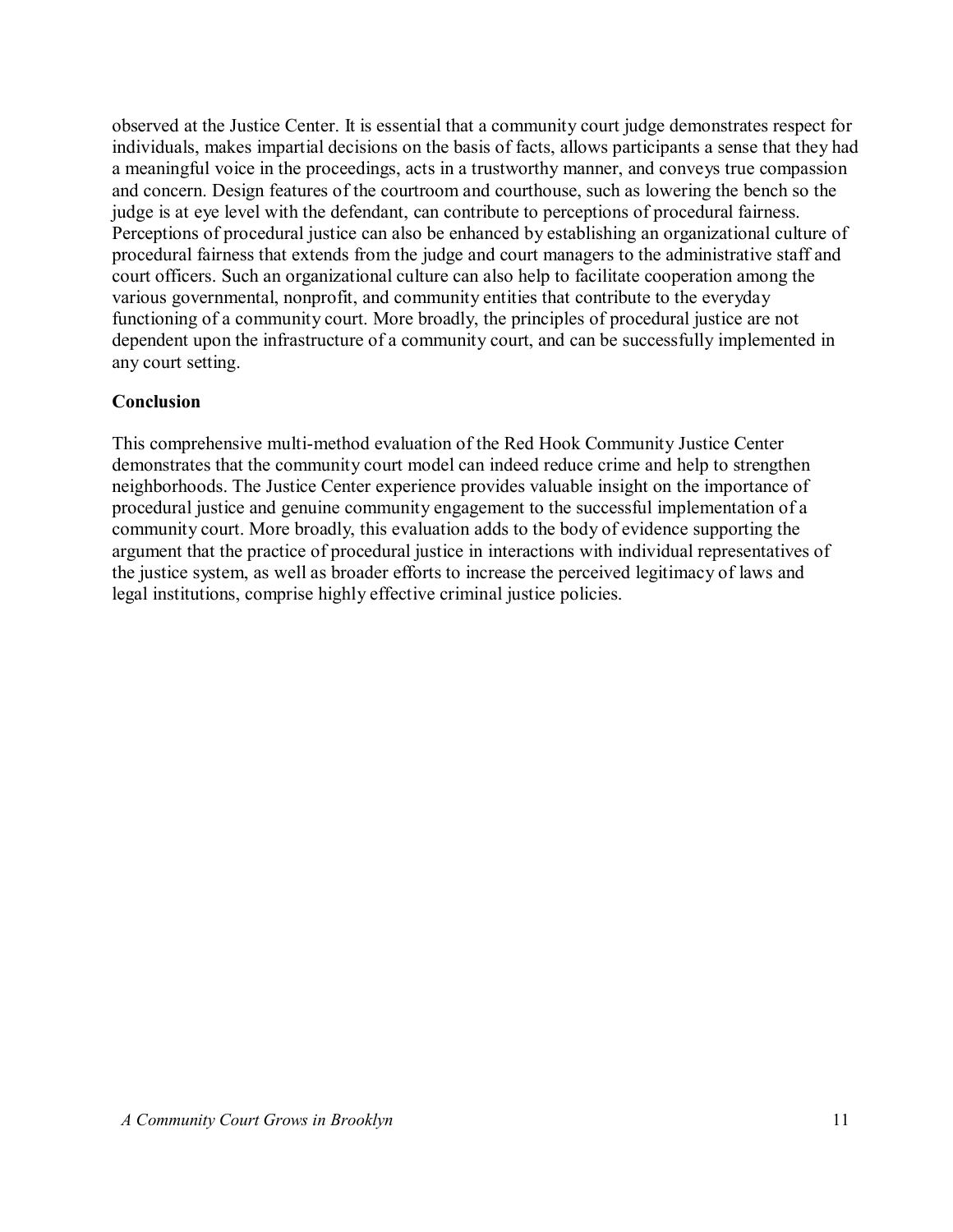observed at the Justice Center. It is essential that a community court judge demonstrates respect for individuals, makes impartial decisions on the basis of facts, allows participants a sense that they had a meaningful voice in the proceedings, acts in a trustworthy manner, and conveys true compassion and concern. Design features of the courtroom and courthouse, such as lowering the bench so the judge is at eye level with the defendant, can contribute to perceptions of procedural fairness. Perceptions of procedural justice can also be enhanced by establishing an organizational culture of procedural fairness that extends from the judge and court managers to the administrative staff and court officers. Such an organizational culture can also help to facilitate cooperation among the various governmental, nonprofit, and community entities that contribute to the everyday functioning of a community court. More broadly, the principles of procedural justice are not dependent upon the infrastructure of a community court, and can be successfully implemented in any court setting.

**Conclusion**

This comprehensive multi-method evaluation of the Red Hook Community Justice Center demonstrates that the community court model can indeed reduce crime and help to strengthen neighborhoods. The Justice Center experience provides valuable insight on the importance of procedural justice and genuine community engagement to the successful implementation of a community court. More broadly, this evaluation adds to the body of evidence supporting the argument that the practice of procedural justice in interactions with individual representatives of the justice system, as well as broader efforts to increase the perceived legitimacy of laws and legal institutions, comprise highly effective criminal justice policies.